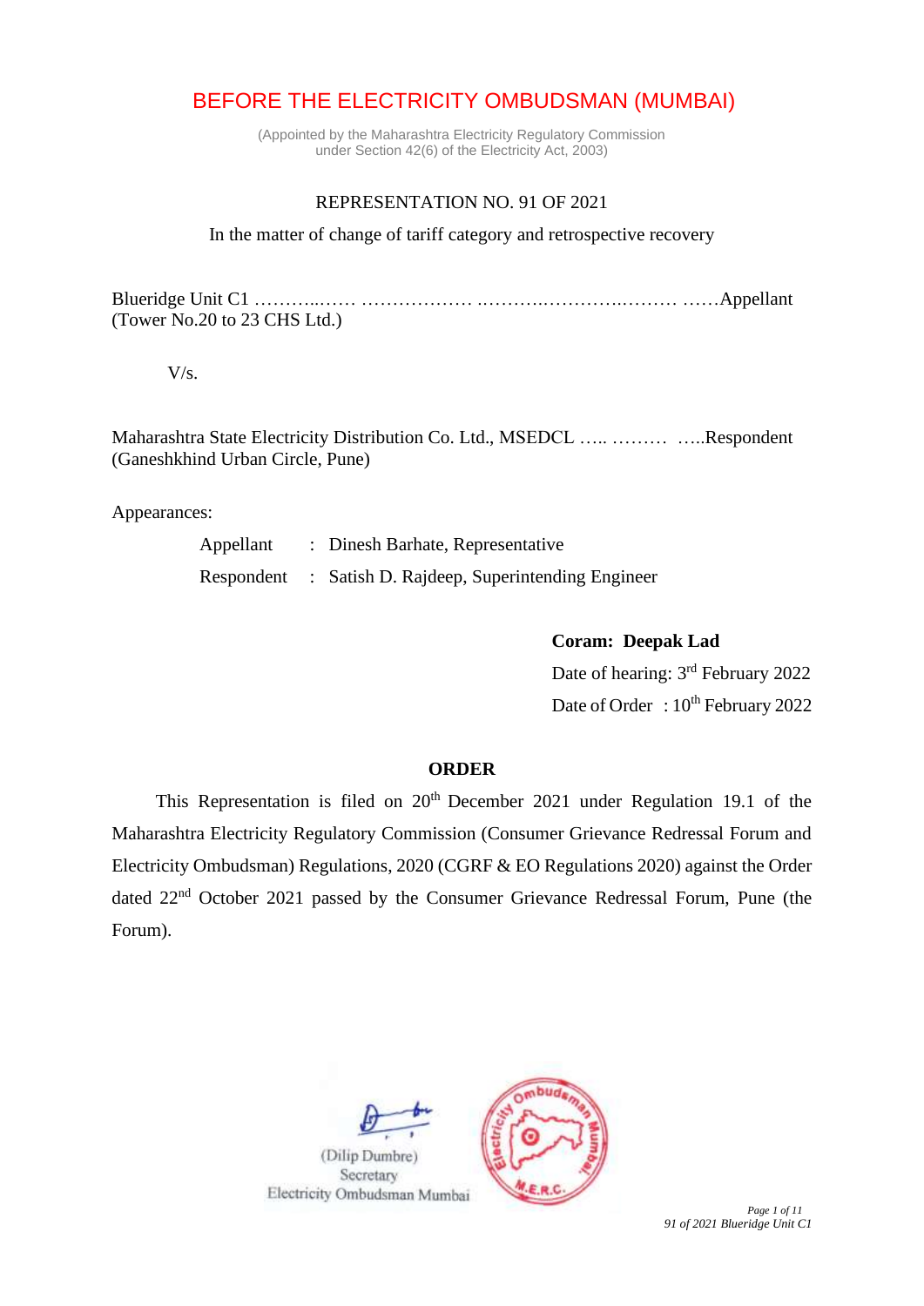# BEFORE THE ELECTRICITY OMBUDSMAN (MUMBAI)

(Appointed by the Maharashtra Electricity Regulatory Commission
under Section 42(6) of the Electricity Act, 2003)

REPRESENTATION NO. 91 OF 2021

In the matter of change of tariff category and retrospective recovery

Blueridge Unit C1 ………..…… ……………… ..……..………..……… ……Appellant
(Tower No.20 to 23 CHS Ltd.)

V/s.

Maharashtra State Electricity Distribution Co. Ltd., MSEDCL ….. ……… …..Respondent
(Ganeshkhind Urban Circle, Pune)

Appearances:

Appellant : Dinesh Barhate, Representative

Respondent : Satish D. Rajdeep, Superintending Engineer

**Coram: Deepak Lad**

Date of hearing: 3rd February 2022

Date of Order : 10th February 2022

## ORDER

This Representation is filed on 20th December 2021 under Regulation 19.1 of the Maharashtra Electricity Regulatory Commission (Consumer Grievance Redressal Forum and Electricity Ombudsman) Regulations, 2020 (CGRF & EO Regulations 2020) against the Order dated 22nd October 2021 passed by the Consumer Grievance Redressal Forum, Pune (the Forum).

(Dilip Dumbre)
Secretary
Electricity Ombudsman Mumbai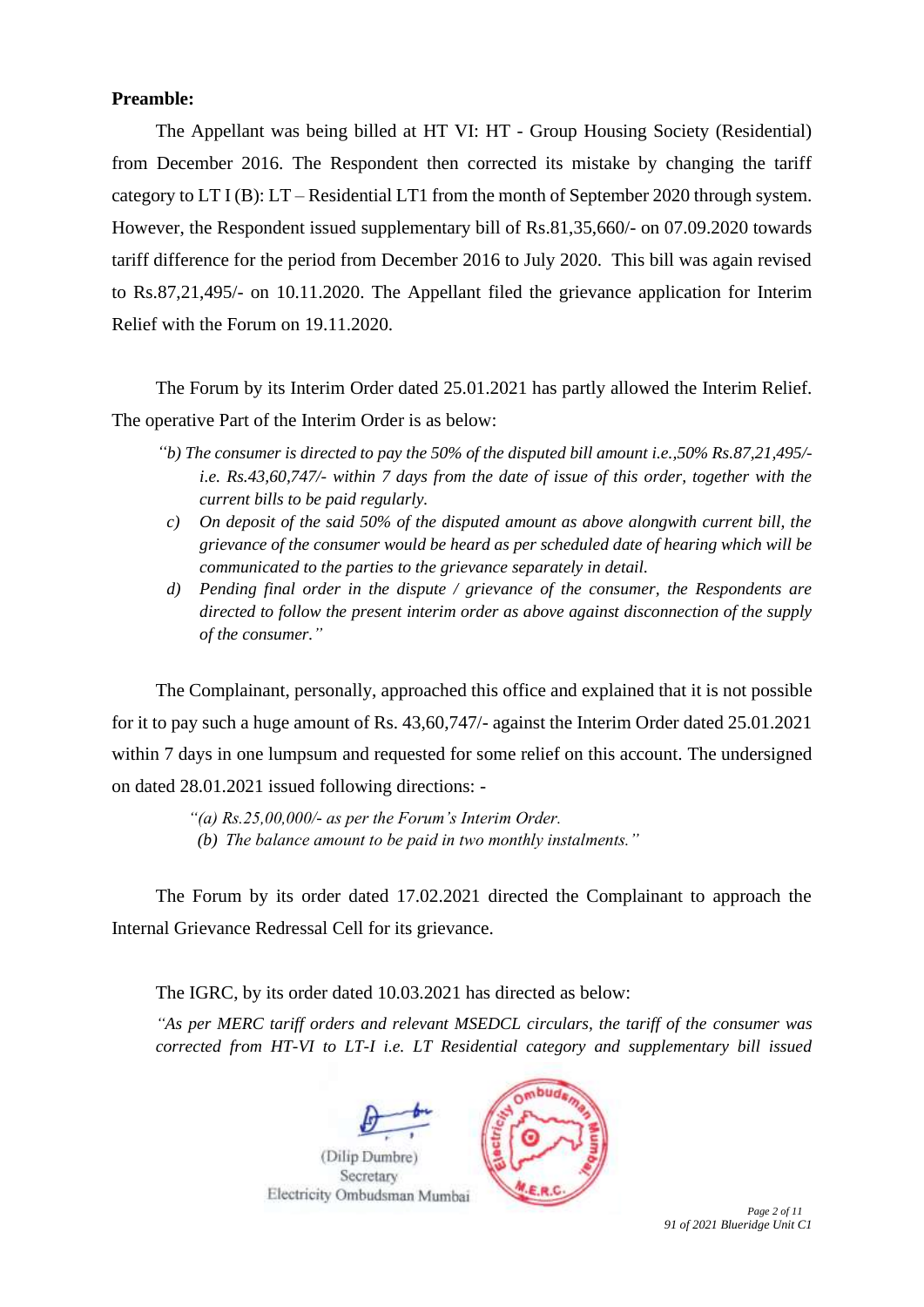**Preamble:**

The Appellant was being billed at HT VI: HT - Group Housing Society (Residential) from December 2016. The Respondent then corrected its mistake by changing the tariff category to LT I (B): LT – Residential LT1 from the month of September 2020 through system. However, the Respondent issued supplementary bill of Rs.81,35,660/- on 07.09.2020 towards tariff difference for the period from December 2016 to July 2020. This bill was again revised to Rs.87,21,495/- on 10.11.2020. The Appellant filed the grievance application for Interim Relief with the Forum on 19.11.2020.

The Forum by its Interim Order dated 25.01.2021 has partly allowed the Interim Relief. The operative Part of the Interim Order is as below:

> *"b) The consumer is directed to pay the 50% of the disputed bill amount i.e.,50% Rs.87,21,495/- i.e. Rs.43,60,747/- within 7 days from the date of issue of this order, together with the current bills to be paid regularly.*
>
> *c) On deposit of the said 50% of the disputed amount as above alongwith current bill, the grievance of the consumer would be heard as per scheduled date of hearing which will be communicated to the parties to the grievance separately in detail.*
>
> *d) Pending final order in the dispute / grievance of the consumer, the Respondents are directed to follow the present interim order as above against disconnection of the supply of the consumer."*

The Complainant, personally, approached this office and explained that it is not possible for it to pay such a huge amount of Rs. 43,60,747/- against the Interim Order dated 25.01.2021 within 7 days in one lumpsum and requested for some relief on this account. The undersigned on dated 28.01.2021 issued following directions: -

> *"(a) Rs.25,00,000/- as per the Forum's Interim Order.*
>
> *(b) The balance amount to be paid in two monthly instalments."*

The Forum by its order dated 17.02.2021 directed the Complainant to approach the Internal Grievance Redressal Cell for its grievance.

The IGRC, by its order dated 10.03.2021 has directed as below:

*"As per MERC tariff orders and relevant MSEDCL circulars, the tariff of the consumer was corrected from HT-VI to LT-I i.e. LT Residential category and supplementary bill issued*

(Dilip Dumbre)
Secretary
Electricity Ombudsman Mumbai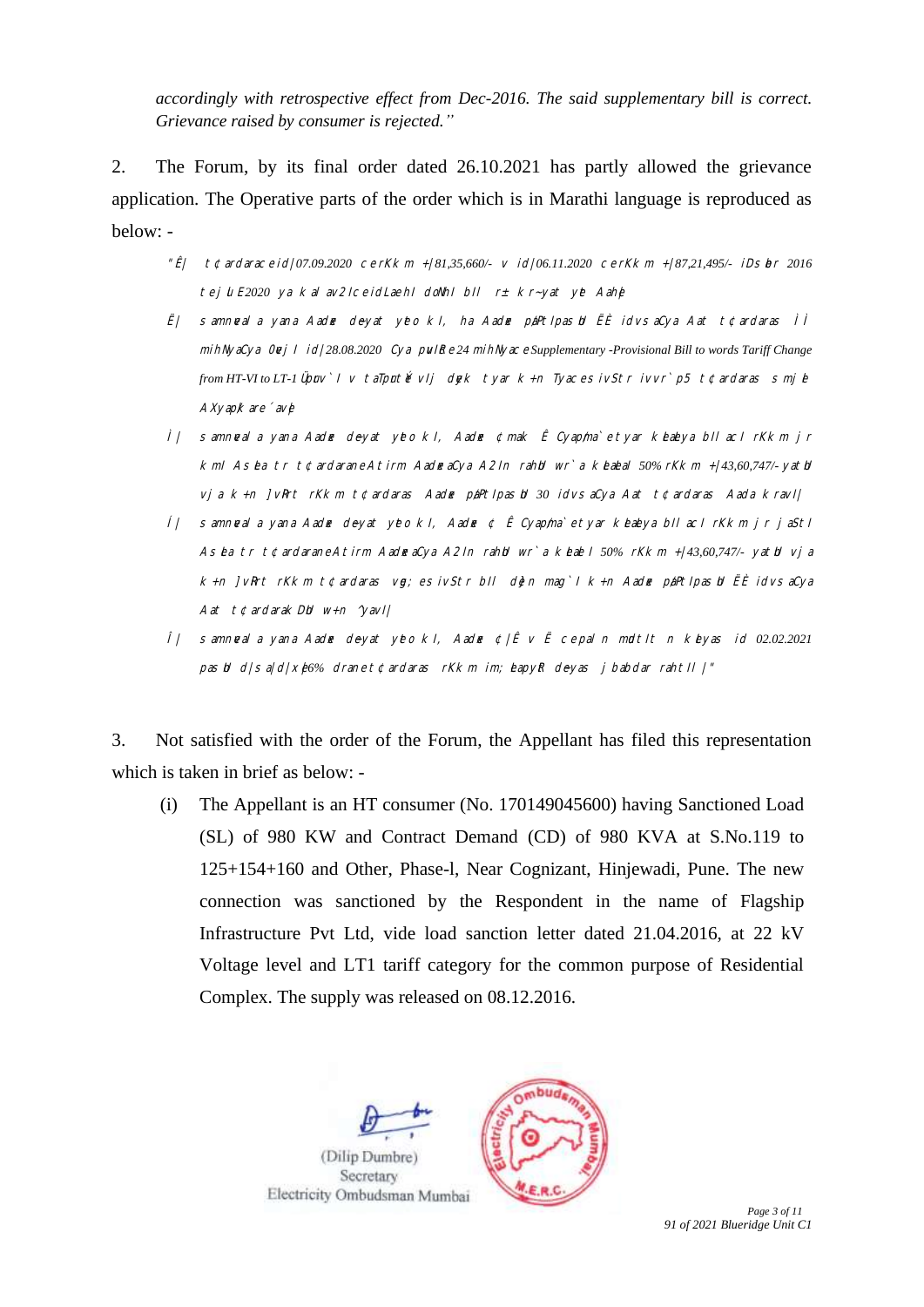*accordingly with retrospective effect from Dec-2016. The said supplementary bill is correct. Grievance raised by consumer is rejected."*

2. The Forum, by its final order dated 26.10.2021 has partly allowed the grievance application. The Operative parts of the order which is in Marathi language is reproduced as below: -

> "Ê| t¢ardarac eid|07.09.2020 cerKk m +|81,35,660/- v id|06.11.2020 cerKk m +|87,21,495/- iDs Ebr 2016 tej lu E2020 ya k al av2Ic eidLaehI doNhI bIl r± k r~yat yet Aahe|
>
> Ë| s amnewal a yana Aadew deyat yeto k I, ha Aadew pa¢PtIpas Ul ËÈ idvs aCya Aat t¢ardaras ÌÌ mihNyaCya 0w|j I id|28.08.2020 Cya pwUr|e 24 mihNyac e Supplementary -Provisional Bill to words Tariff Change from HT-VI to LT-1 Úpuv`I v taTpu|t vIj dyk tyar k +n Tyac es ivStr ivvr`p5 t¢ardaras s mj e AXyapk are´avE|
>
> Ì| s amnewal a yana Aadew deyat yeto k I, Aadew ¢mak Ê Cyapma`etyar k elelya bIl acI rKk m jr k mI As Ela tr t¢ardaraneAtirm AadeaCya A2In rahUn wr`a k elelal 50% rKk m +|43,60,747/- yatUn vja k +n ]vRrt rKk m t¢ardaras Aadw pa¢PtIpas Ul 30 idvs aCya Aat t¢ardaras Aada k ravI|
>
> Í| s amnewal a yana Aadew deyat yeto k I, Aadew ¢ Ê Cyapma`etyar k elelya bIl acI rKk m jr jaStI As Ela tr t¢ardaraneAtirm AadeaCya A2In rahUn wr`a k elel I 50% rKk m +|43,60,747/- yatUn vja k +n ]vRrt rKk m t¢ardaras vg; es ivStr bIl dEn mag`I k +n Aadw pa¢PtIpas Ul ËÈ idvs aCya Aat t¢ardarak DUn w+n ´yavI|
>
> Î| s amnewal a yana Aadew deyat yeto k I, Aadew ¢|Ê v Ë cepal n mdtIt n k elyas id 02.02.2021 pas Un d|s a|d|xe6% dranet¢ardaras rKk m im; ElapyR deyas jbabdar rahtII|"

3. Not satisfied with the order of the Forum, the Appellant has filed this representation which is taken in brief as below: -

(i) The Appellant is an HT consumer (No. 170149045600) having Sanctioned Load (SL) of 980 KW and Contract Demand (CD) of 980 KVA at S.No.119 to 125+154+160 and Other, Phase-l, Near Cognizant, Hinjewadi, Pune. The new connection was sanctioned by the Respondent in the name of Flagship Infrastructure Pvt Ltd, vide load sanction letter dated 21.04.2016, at 22 kV Voltage level and LT1 tariff category for the common purpose of Residential Complex. The supply was released on 08.12.2016.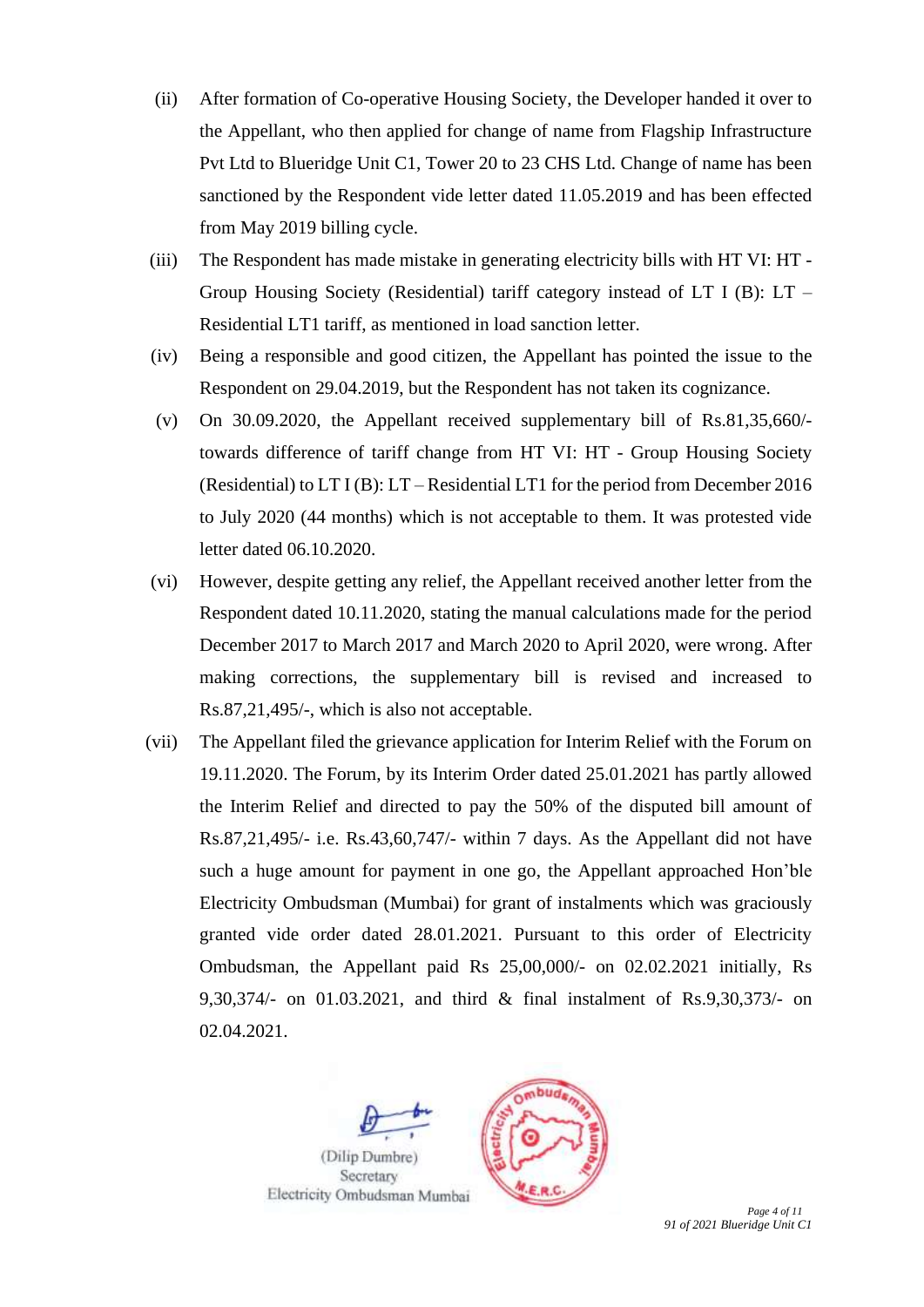(ii) After formation of Co-operative Housing Society, the Developer handed it over to the Appellant, who then applied for change of name from Flagship Infrastructure Pvt Ltd to Blueridge Unit C1, Tower 20 to 23 CHS Ltd. Change of name has been sanctioned by the Respondent vide letter dated 11.05.2019 and has been effected from May 2019 billing cycle.

(iii) The Respondent has made mistake in generating electricity bills with HT VI: HT - Group Housing Society (Residential) tariff category instead of LT I (B): LT – Residential LT1 tariff, as mentioned in load sanction letter.

(iv) Being a responsible and good citizen, the Appellant has pointed the issue to the Respondent on 29.04.2019, but the Respondent has not taken its cognizance.

(v) On 30.09.2020, the Appellant received supplementary bill of Rs.81,35,660/- towards difference of tariff change from HT VI: HT - Group Housing Society (Residential) to LT I (B): LT – Residential LT1 for the period from December 2016 to July 2020 (44 months) which is not acceptable to them. It was protested vide letter dated 06.10.2020.

(vi) However, despite getting any relief, the Appellant received another letter from the Respondent dated 10.11.2020, stating the manual calculations made for the period December 2017 to March 2017 and March 2020 to April 2020, were wrong. After making corrections, the supplementary bill is revised and increased to Rs.87,21,495/-, which is also not acceptable.

(vii) The Appellant filed the grievance application for Interim Relief with the Forum on 19.11.2020. The Forum, by its Interim Order dated 25.01.2021 has partly allowed the Interim Relief and directed to pay the 50% of the disputed bill amount of Rs.87,21,495/- i.e. Rs.43,60,747/- within 7 days. As the Appellant did not have such a huge amount for payment in one go, the Appellant approached Hon'ble Electricity Ombudsman (Mumbai) for grant of instalments which was graciously granted vide order dated 28.01.2021. Pursuant to this order of Electricity Ombudsman, the Appellant paid Rs 25,00,000/- on 02.02.2021 initially, Rs 9,30,374/- on 01.03.2021, and third & final instalment of Rs.9,30,373/- on 02.04.2021.

(Dilip Dumbre)
Secretary
Electricity Ombudsman Mumbai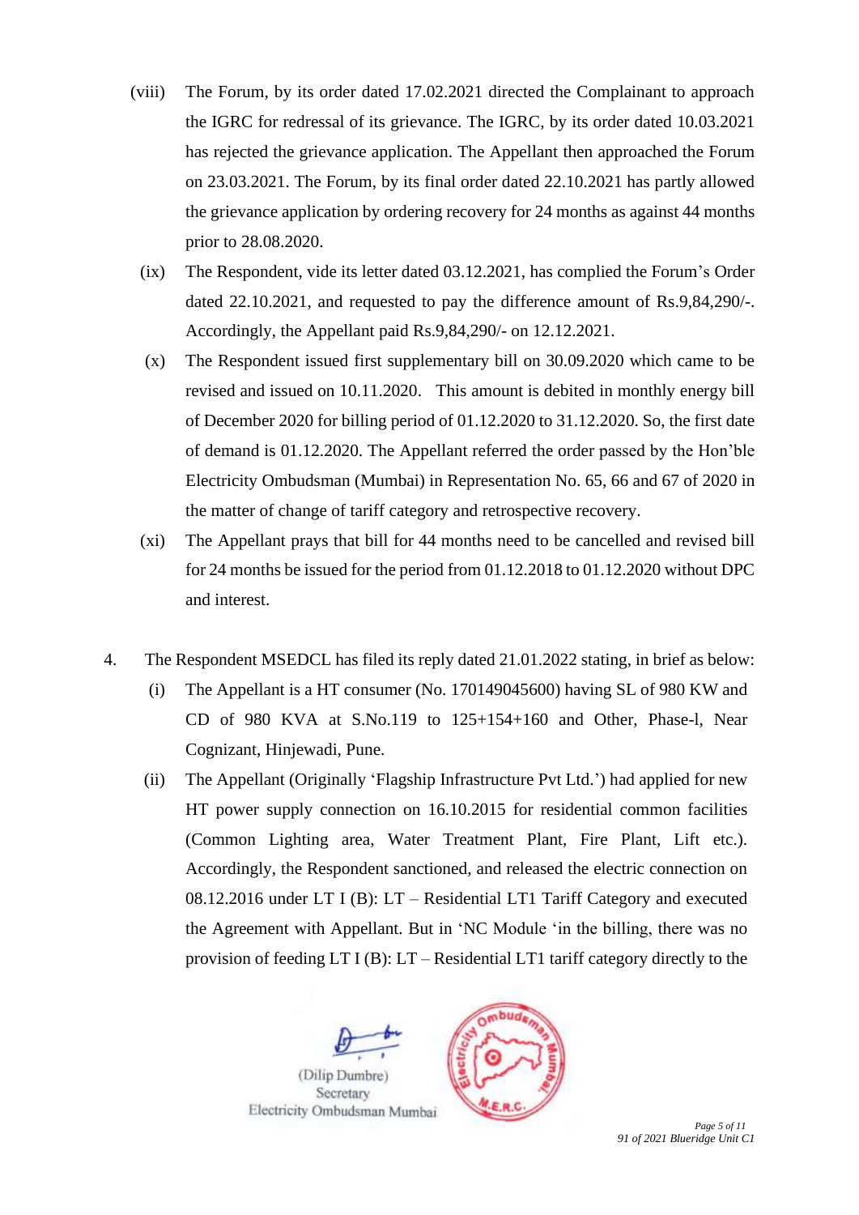(viii) The Forum, by its order dated 17.02.2021 directed the Complainant to approach the IGRC for redressal of its grievance. The IGRC, by its order dated 10.03.2021 has rejected the grievance application. The Appellant then approached the Forum on 23.03.2021. The Forum, by its final order dated 22.10.2021 has partly allowed the grievance application by ordering recovery for 24 months as against 44 months prior to 28.08.2020.

(ix) The Respondent, vide its letter dated 03.12.2021, has complied the Forum's Order dated 22.10.2021, and requested to pay the difference amount of Rs.9,84,290/-. Accordingly, the Appellant paid Rs.9,84,290/- on 12.12.2021.

(x) The Respondent issued first supplementary bill on 30.09.2020 which came to be revised and issued on 10.11.2020. This amount is debited in monthly energy bill of December 2020 for billing period of 01.12.2020 to 31.12.2020. So, the first date of demand is 01.12.2020. The Appellant referred the order passed by the Hon'ble Electricity Ombudsman (Mumbai) in Representation No. 65, 66 and 67 of 2020 in the matter of change of tariff category and retrospective recovery.

(xi) The Appellant prays that bill for 44 months need to be cancelled and revised bill for 24 months be issued for the period from 01.12.2018 to 01.12.2020 without DPC and interest.

4. The Respondent MSEDCL has filed its reply dated 21.01.2022 stating, in brief as below:

(i) The Appellant is a HT consumer (No. 170149045600) having SL of 980 KW and CD of 980 KVA at S.No.119 to 125+154+160 and Other, Phase-l, Near Cognizant, Hinjewadi, Pune.

(ii) The Appellant (Originally 'Flagship Infrastructure Pvt Ltd.') had applied for new HT power supply connection on 16.10.2015 for residential common facilities (Common Lighting area, Water Treatment Plant, Fire Plant, Lift etc.). Accordingly, the Respondent sanctioned, and released the electric connection on 08.12.2016 under LT I (B): LT – Residential LT1 Tariff Category and executed the Agreement with Appellant. But in 'NC Module 'in the billing, there was no provision of feeding LT I (B): LT – Residential LT1 tariff category directly to the

(Dilip Dumbre)
Secretary
Electricity Ombudsman Mumbai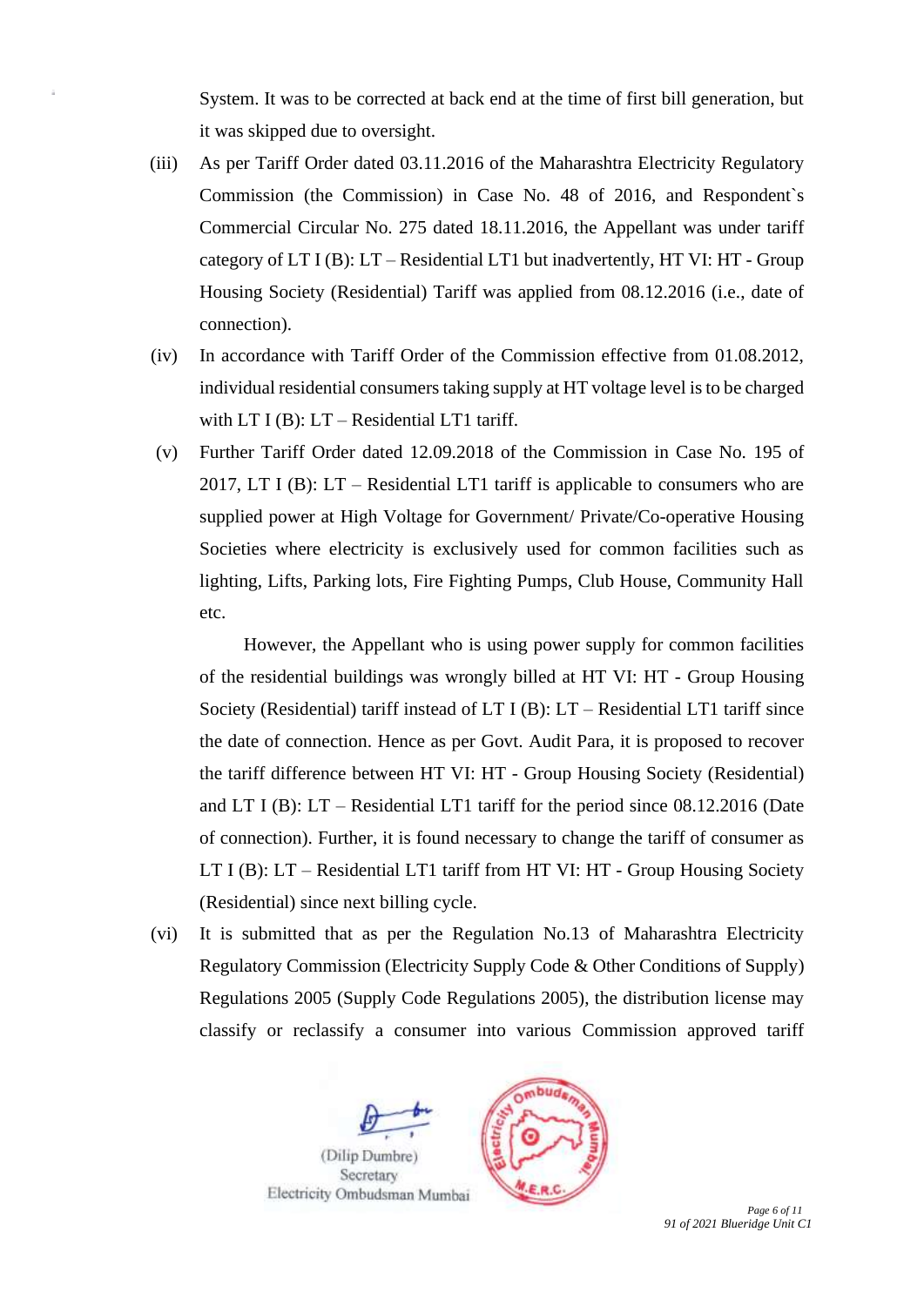System. It was to be corrected at back end at the time of first bill generation, but it was skipped due to oversight.

(iii) As per Tariff Order dated 03.11.2016 of the Maharashtra Electricity Regulatory Commission (the Commission) in Case No. 48 of 2016, and Respondent`s Commercial Circular No. 275 dated 18.11.2016, the Appellant was under tariff category of LT I (B): LT – Residential LT1 but inadvertently, HT VI: HT - Group Housing Society (Residential) Tariff was applied from 08.12.2016 (i.e., date of connection).

(iv) In accordance with Tariff Order of the Commission effective from 01.08.2012, individual residential consumers taking supply at HT voltage level is to be charged with LT I (B): LT – Residential LT1 tariff.

(v) Further Tariff Order dated 12.09.2018 of the Commission in Case No. 195 of 2017, LT I (B): LT – Residential LT1 tariff is applicable to consumers who are supplied power at High Voltage for Government/ Private/Co-operative Housing Societies where electricity is exclusively used for common facilities such as lighting, Lifts, Parking lots, Fire Fighting Pumps, Club House, Community Hall etc.

However, the Appellant who is using power supply for common facilities of the residential buildings was wrongly billed at HT VI: HT - Group Housing Society (Residential) tariff instead of LT I (B): LT – Residential LT1 tariff since the date of connection. Hence as per Govt. Audit Para, it is proposed to recover the tariff difference between HT VI: HT - Group Housing Society (Residential) and LT I (B): LT – Residential LT1 tariff for the period since 08.12.2016 (Date of connection). Further, it is found necessary to change the tariff of consumer as LT I (B): LT – Residential LT1 tariff from HT VI: HT - Group Housing Society (Residential) since next billing cycle.

(vi) It is submitted that as per the Regulation No.13 of Maharashtra Electricity Regulatory Commission (Electricity Supply Code & Other Conditions of Supply) Regulations 2005 (Supply Code Regulations 2005), the distribution license may classify or reclassify a consumer into various Commission approved tariff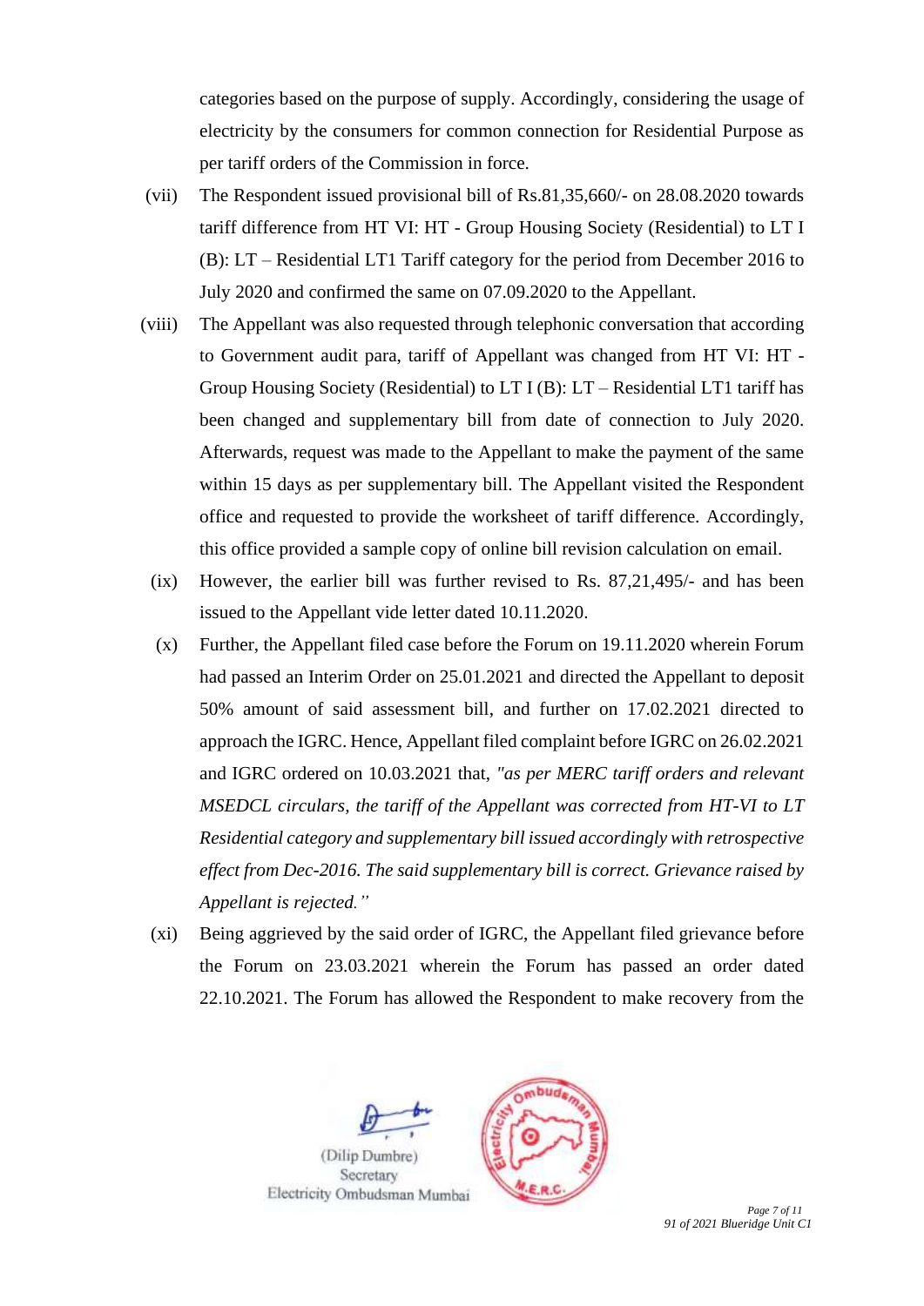categories based on the purpose of supply. Accordingly, considering the usage of electricity by the consumers for common connection for Residential Purpose as per tariff orders of the Commission in force.

(vii) The Respondent issued provisional bill of Rs.81,35,660/- on 28.08.2020 towards tariff difference from HT VI: HT - Group Housing Society (Residential) to LT I (B): LT – Residential LT1 Tariff category for the period from December 2016 to July 2020 and confirmed the same on 07.09.2020 to the Appellant.

(viii) The Appellant was also requested through telephonic conversation that according to Government audit para, tariff of Appellant was changed from HT VI: HT - Group Housing Society (Residential) to LT I (B): LT – Residential LT1 tariff has been changed and supplementary bill from date of connection to July 2020. Afterwards, request was made to the Appellant to make the payment of the same within 15 days as per supplementary bill. The Appellant visited the Respondent office and requested to provide the worksheet of tariff difference. Accordingly, this office provided a sample copy of online bill revision calculation on email.

(ix) However, the earlier bill was further revised to Rs. 87,21,495/- and has been issued to the Appellant vide letter dated 10.11.2020.

(x) Further, the Appellant filed case before the Forum on 19.11.2020 wherein Forum had passed an Interim Order on 25.01.2021 and directed the Appellant to deposit 50% amount of said assessment bill, and further on 17.02.2021 directed to approach the IGRC. Hence, Appellant filed complaint before IGRC on 26.02.2021 and IGRC ordered on 10.03.2021 that, *"as per MERC tariff orders and relevant MSEDCL circulars, the tariff of the Appellant was corrected from HT-VI to LT Residential category and supplementary bill issued accordingly with retrospective effect from Dec-2016. The said supplementary bill is correct. Grievance raised by Appellant is rejected."*

(xi) Being aggrieved by the said order of IGRC, the Appellant filed grievance before the Forum on 23.03.2021 wherein the Forum has passed an order dated 22.10.2021. The Forum has allowed the Respondent to make recovery from the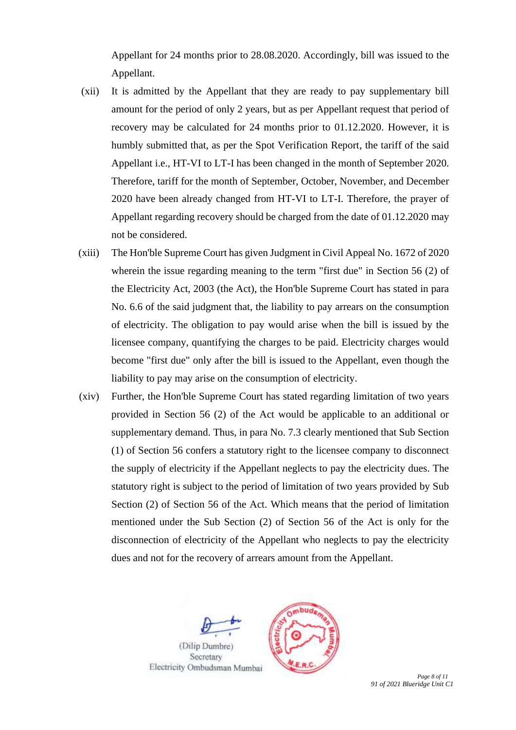Appellant for 24 months prior to 28.08.2020. Accordingly, bill was issued to the Appellant.

(xii) It is admitted by the Appellant that they are ready to pay supplementary bill amount for the period of only 2 years, but as per Appellant request that period of recovery may be calculated for 24 months prior to 01.12.2020. However, it is humbly submitted that, as per the Spot Verification Report, the tariff of the said Appellant i.e., HT-VI to LT-I has been changed in the month of September 2020. Therefore, tariff for the month of September, October, November, and December 2020 have been already changed from HT-VI to LT-I. Therefore, the prayer of Appellant regarding recovery should be charged from the date of 01.12.2020 may not be considered.

(xiii) The Hon'ble Supreme Court has given Judgment in Civil Appeal No. 1672 of 2020 wherein the issue regarding meaning to the term "first due" in Section 56 (2) of the Electricity Act, 2003 (the Act), the Hon'ble Supreme Court has stated in para No. 6.6 of the said judgment that, the liability to pay arrears on the consumption of electricity. The obligation to pay would arise when the bill is issued by the licensee company, quantifying the charges to be paid. Electricity charges would become "first due" only after the bill is issued to the Appellant, even though the liability to pay may arise on the consumption of electricity.

(xiv) Further, the Hon'ble Supreme Court has stated regarding limitation of two years provided in Section 56 (2) of the Act would be applicable to an additional or supplementary demand. Thus, in para No. 7.3 clearly mentioned that Sub Section (1) of Section 56 confers a statutory right to the licensee company to disconnect the supply of electricity if the Appellant neglects to pay the electricity dues. The statutory right is subject to the period of limitation of two years provided by Sub Section (2) of Section 56 of the Act. Which means that the period of limitation mentioned under the Sub Section (2) of Section 56 of the Act is only for the disconnection of electricity of the Appellant who neglects to pay the electricity dues and not for the recovery of arrears amount from the Appellant.

(Dilip Dumbre)
Secretary
Electricity Ombudsman Mumbai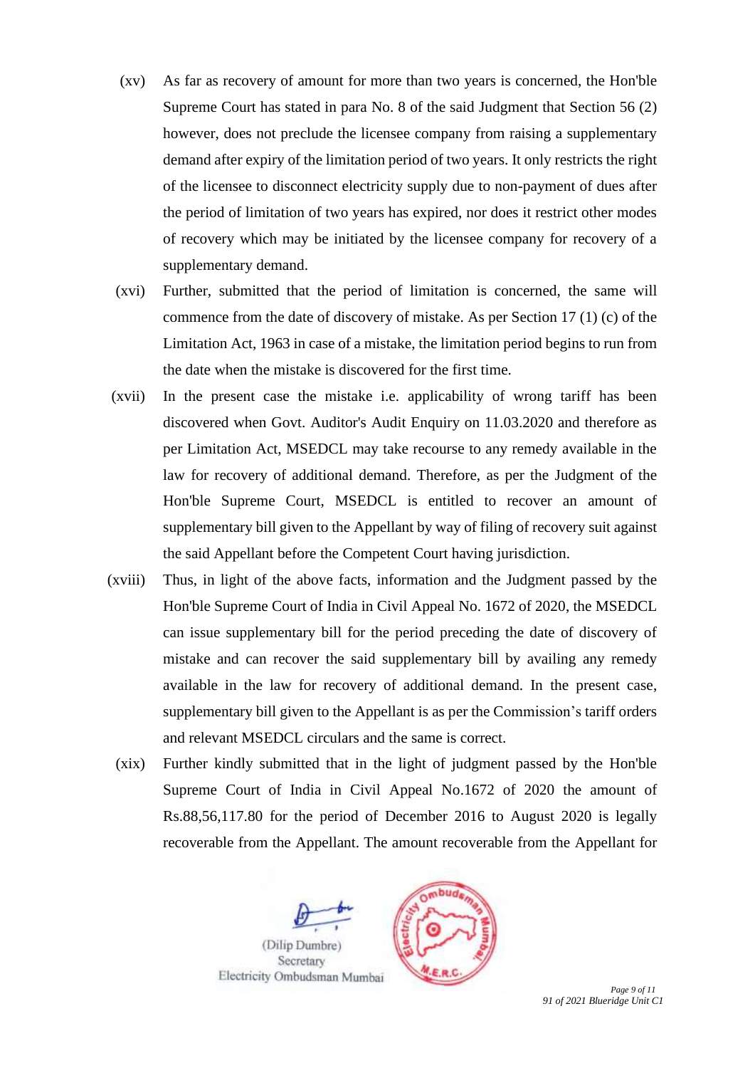(xv) As far as recovery of amount for more than two years is concerned, the Hon'ble Supreme Court has stated in para No. 8 of the said Judgment that Section 56 (2) however, does not preclude the licensee company from raising a supplementary demand after expiry of the limitation period of two years. It only restricts the right of the licensee to disconnect electricity supply due to non-payment of dues after the period of limitation of two years has expired, nor does it restrict other modes of recovery which may be initiated by the licensee company for recovery of a supplementary demand.

(xvi) Further, submitted that the period of limitation is concerned, the same will commence from the date of discovery of mistake. As per Section 17 (1) (c) of the Limitation Act, 1963 in case of a mistake, the limitation period begins to run from the date when the mistake is discovered for the first time.

(xvii) In the present case the mistake i.e. applicability of wrong tariff has been discovered when Govt. Auditor's Audit Enquiry on 11.03.2020 and therefore as per Limitation Act, MSEDCL may take recourse to any remedy available in the law for recovery of additional demand. Therefore, as per the Judgment of the Hon'ble Supreme Court, MSEDCL is entitled to recover an amount of supplementary bill given to the Appellant by way of filing of recovery suit against the said Appellant before the Competent Court having jurisdiction.

(xviii) Thus, in light of the above facts, information and the Judgment passed by the Hon'ble Supreme Court of India in Civil Appeal No. 1672 of 2020, the MSEDCL can issue supplementary bill for the period preceding the date of discovery of mistake and can recover the said supplementary bill by availing any remedy available in the law for recovery of additional demand. In the present case, supplementary bill given to the Appellant is as per the Commission's tariff orders and relevant MSEDCL circulars and the same is correct.

(xix) Further kindly submitted that in the light of judgment passed by the Hon'ble Supreme Court of India in Civil Appeal No.1672 of 2020 the amount of Rs.88,56,117.80 for the period of December 2016 to August 2020 is legally recoverable from the Appellant. The amount recoverable from the Appellant for

(Dilip Dumbre)
Secretary
Electricity Ombudsman Mumbai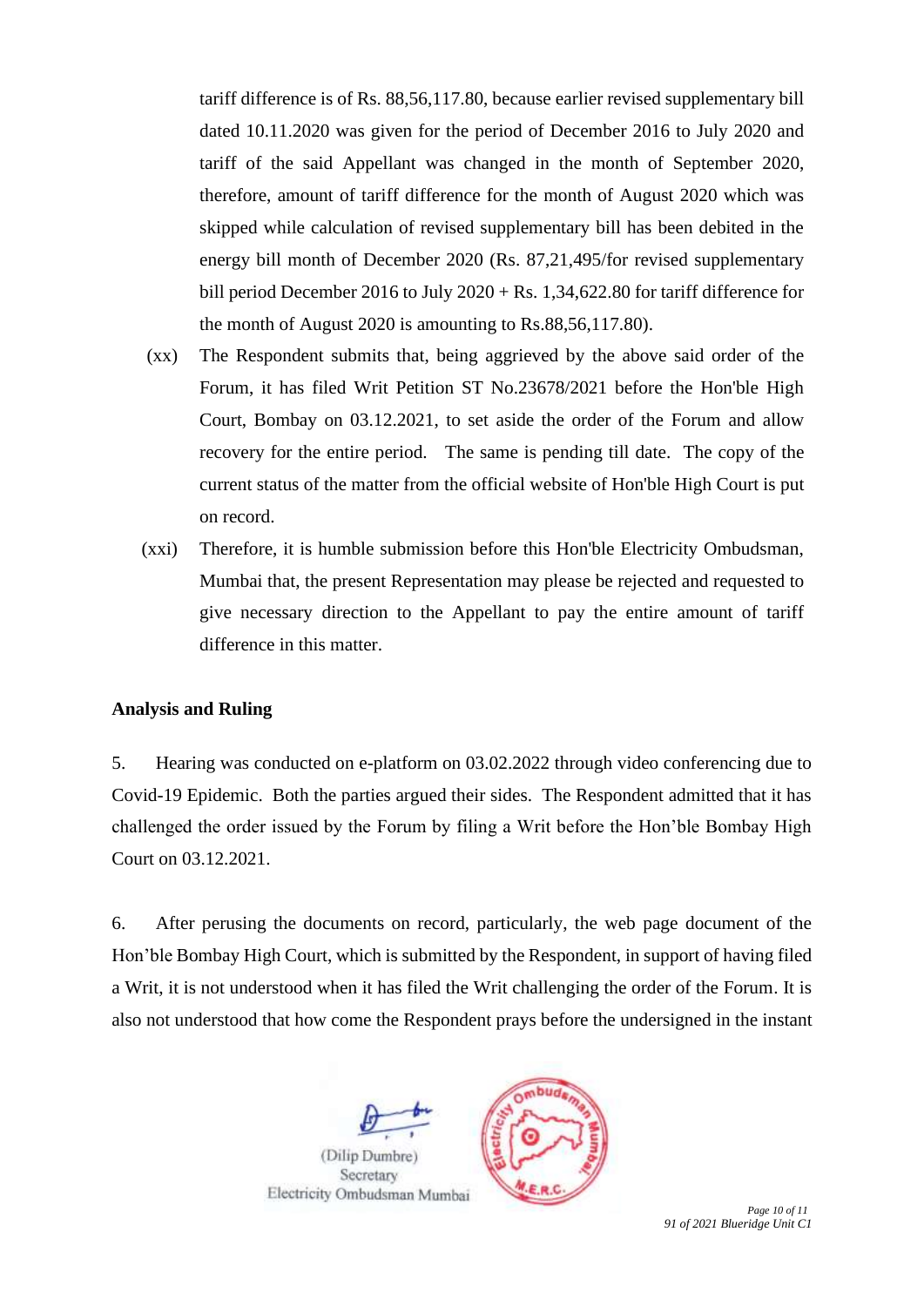tariff difference is of Rs. 88,56,117.80, because earlier revised supplementary bill dated 10.11.2020 was given for the period of December 2016 to July 2020 and tariff of the said Appellant was changed in the month of September 2020, therefore, amount of tariff difference for the month of August 2020 which was skipped while calculation of revised supplementary bill has been debited in the energy bill month of December 2020 (Rs. 87,21,495/for revised supplementary bill period December 2016 to July 2020 + Rs. 1,34,622.80 for tariff difference for the month of August 2020 is amounting to Rs.88,56,117.80).

(xx) The Respondent submits that, being aggrieved by the above said order of the Forum, it has filed Writ Petition ST No.23678/2021 before the Hon'ble High Court, Bombay on 03.12.2021, to set aside the order of the Forum and allow recovery for the entire period. The same is pending till date. The copy of the current status of the matter from the official website of Hon'ble High Court is put on record.

(xxi) Therefore, it is humble submission before this Hon'ble Electricity Ombudsman, Mumbai that, the present Representation may please be rejected and requested to give necessary direction to the Appellant to pay the entire amount of tariff difference in this matter.

**Analysis and Ruling**

5. Hearing was conducted on e-platform on 03.02.2022 through video conferencing due to Covid-19 Epidemic. Both the parties argued their sides. The Respondent admitted that it has challenged the order issued by the Forum by filing a Writ before the Hon'ble Bombay High Court on 03.12.2021.

6. After perusing the documents on record, particularly, the web page document of the Hon'ble Bombay High Court, which is submitted by the Respondent, in support of having filed a Writ, it is not understood when it has filed the Writ challenging the order of the Forum. It is also not understood that how come the Respondent prays before the undersigned in the instant

(Dilip Dumbre)
Secretary
Electricity Ombudsman Mumbai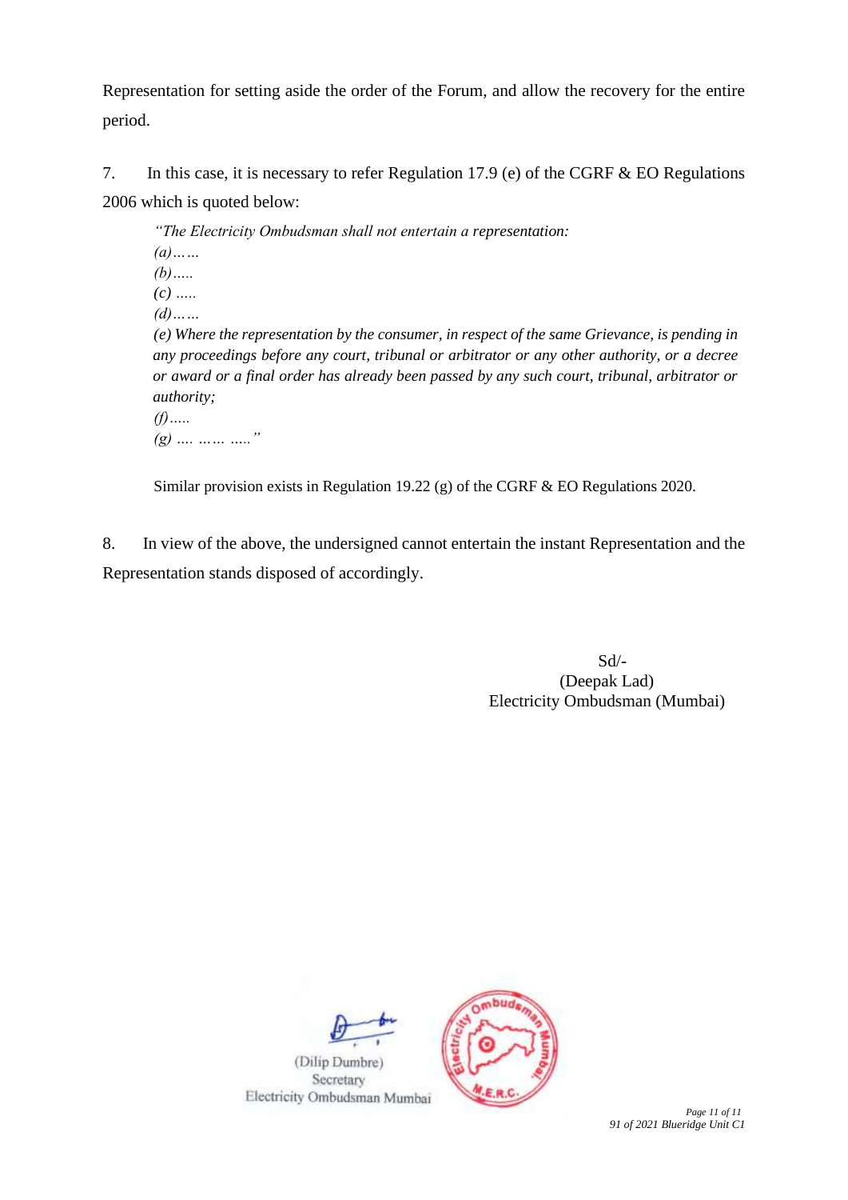Representation for setting aside the order of the Forum, and allow the recovery for the entire period.

7. In this case, it is necessary to refer Regulation 17.9 (e) of the CGRF & EO Regulations 2006 which is quoted below:

> *"The Electricity Ombudsman shall not entertain a representation:*
> *(a)……*
> *(b)…..*
> *(c) …..*
> *(d)……*
> *(e) Where the representation by the consumer, in respect of the same Grievance, is pending in any proceedings before any court, tribunal or arbitrator or any other authority, or a decree or award or a final order has already been passed by any such court, tribunal, arbitrator or authority;*
> *(f)…..*
> *(g) …. …… ….."*

Similar provision exists in Regulation 19.22 (g) of the CGRF & EO Regulations 2020.

8. In view of the above, the undersigned cannot entertain the instant Representation and the Representation stands disposed of accordingly.

Sd/-
(Deepak Lad)
Electricity Ombudsman (Mumbai)

(Dilip Dumbre)
Secretary
Electricity Ombudsman Mumbai